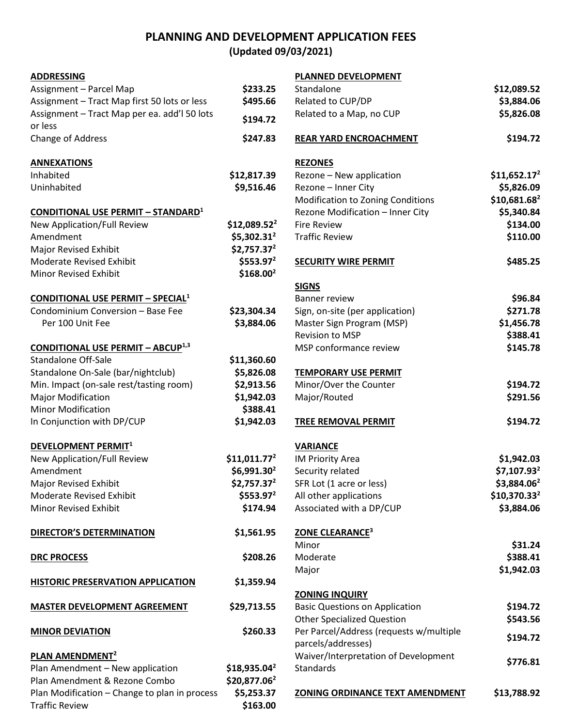# PLANNING AND DEVELOPMENT APPLICATION FEES

**(Updated 09/03/2021)**

**ADDRESSING**

| | |
|---|---|
| Assignment – Parcel Map | **$233.25** |
| Assignment – Tract Map first 50 lots or less | **$495.66** |
| Assignment – Tract Map per ea. add'l 50 lots or less | **$194.72** |
| Change of Address | **$247.83** |

**ANNEXATIONS**

| | |
|---|---|
| Inhabited | **$12,817.39** |
| Uninhabited | **$9,516.46** |

**CONDITIONAL USE PERMIT – STANDARD[1]**

| | |
|---|---|
| New Application/Full Review | **$12,089.52[2]** |
| Amendment | **$5,302.31[2]** |
| Major Revised Exhibit | **$2,757.37[2]** |
| Moderate Revised Exhibit | **$553.97[2]** |
| Minor Revised Exhibit | **$168.00[2]** |

**CONDITIONAL USE PERMIT – SPECIAL[1]**

| | |
|---|---|
| Condominium Conversion – Base Fee | **$23,304.34** |
| Per 100 Unit Fee | **$3,884.06** |

**CONDITIONAL USE PERMIT – ABCUP[1,3]**

| | |
|---|---|
| Standalone Off-Sale | **$11,360.60** |
| Standalone On-Sale (bar/nightclub) | **$5,826.08** |
| Min. Impact (on-sale rest/tasting room) | **$2,913.56** |
| Major Modification | **$1,942.03** |
| Minor Modification | **$388.41** |
| In Conjunction with DP/CUP | **$1,942.03** |

**DEVELOPMENT PERMIT[1]**

| | |
|---|---|
| New Application/Full Review | **$11,011.77[2]** |
| Amendment | **$6,991.30[2]** |
| Major Revised Exhibit | **$2,757.37[2]** |
| Moderate Revised Exhibit | **$553.97[2]** |
| Minor Revised Exhibit | **$174.94** |

**DIRECTOR'S DETERMINATION** — **$1,561.95**

**DRC PROCESS** — **$208.26**

**HISTORIC PRESERVATION APPLICATION** — **$1,359.94**

**MASTER DEVELOPMENT AGREEMENT** — **$29,713.55**

**MINOR DEVIATION** — **$260.33**

**PLAN AMENDMENT[2]**

| | |
|---|---|
| Plan Amendment – New application | **$18,935.04[2]** |
| Plan Amendment & Rezone Combo | **$20,877.06[2]** |
| Plan Modification – Change to plan in process | **$5,253.37** |
| Traffic Review | **$163.00** |

**PLANNED DEVELOPMENT**

| | |
|---|---|
| Standalone | **$12,089.52** |
| Related to CUP/DP | **$3,884.06** |
| Related to a Map, no CUP | **$5,826.08** |

**REAR YARD ENCROACHMENT** — **$194.72**

**REZONES**

| | |
|---|---|
| Rezone – New application | **$11,652.17[2]** |
| Rezone – Inner City | **$5,826.09** |
| Modification to Zoning Conditions | **$10,681.68[2]** |
| Rezone Modification – Inner City | **$5,340.84** |
| Fire Review | **$134.00** |
| Traffic Review | **$110.00** |

**SECURITY WIRE PERMIT** — **$485.25**

**SIGNS**

| | |
|---|---|
| Banner review | **$96.84** |
| Sign, on-site (per application) | **$271.78** |
| Master Sign Program (MSP) | **$1,456.78** |
| Revision to MSP | **$388.41** |
| MSP conformance review | **$145.78** |

**TEMPORARY USE PERMIT**

| | |
|---|---|
| Minor/Over the Counter | **$194.72** |
| Major/Routed | **$291.56** |

**TREE REMOVAL PERMIT** — **$194.72**

**VARIANCE**

| | |
|---|---|
| IM Priority Area | **$1,942.03** |
| Security related | **$7,107.93[2]** |
| SFR Lot (1 acre or less) | **$3,884.06[2]** |
| All other applications | **$10,370.33[2]** |
| Associated with a DP/CUP | **$3,884.06** |

**ZONE CLEARANCE[3]**

| | |
|---|---|
| Minor | **$31.24** |
| Moderate | **$388.41** |
| Major | **$1,942.03** |

**ZONING INQUIRY**

| | |
|---|---|
| Basic Questions on Application | **$194.72** |
| Other Specialized Question | **$543.56** |
| Per Parcel/Address (requests w/multiple parcels/addresses) | **$194.72** |
| Waiver/Interpretation of Development Standards | **$776.81** |

**ZONING ORDINANCE TEXT AMENDMENT** — **$13,788.92**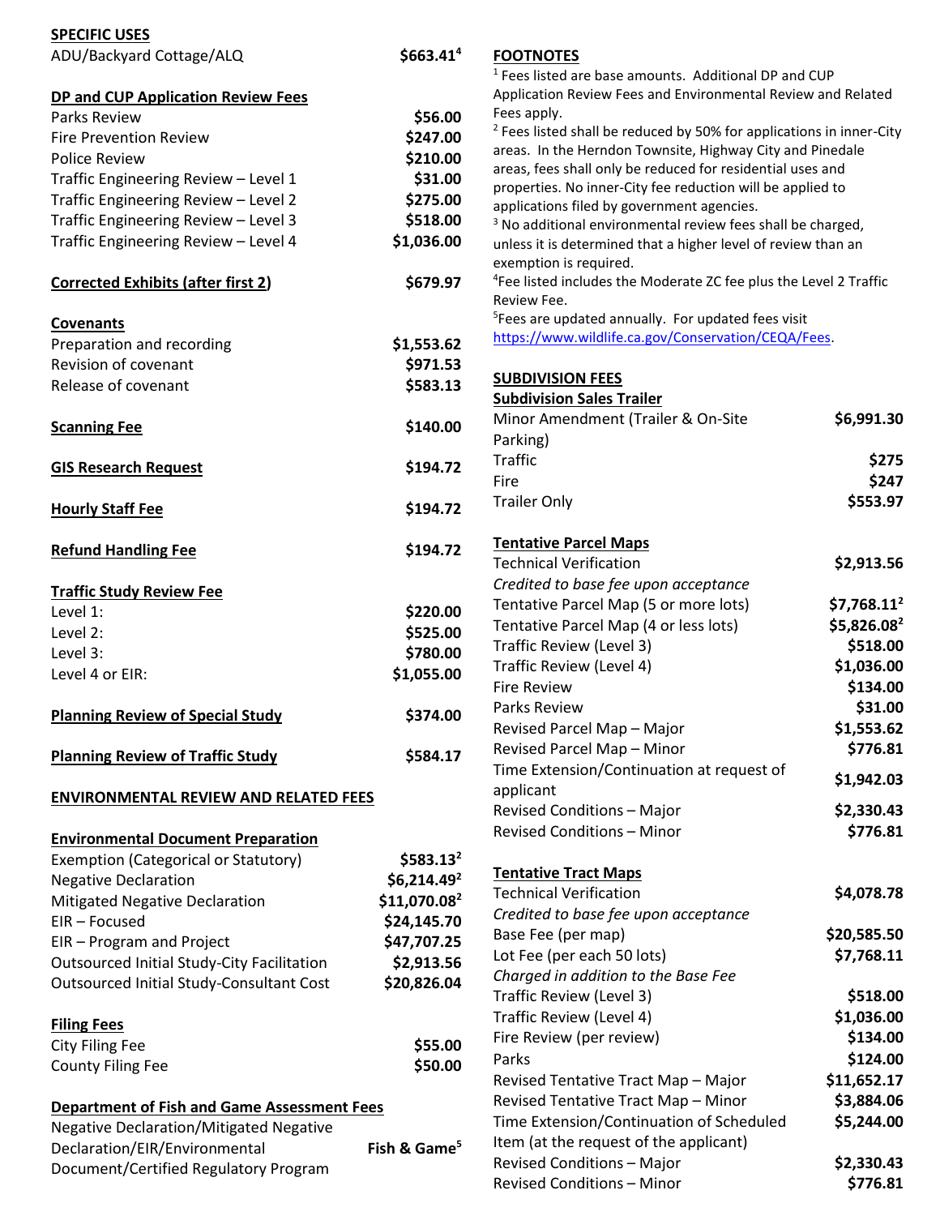**SPECIFIC USES**

| | |
|---|---|
| ADU/Backyard Cottage/ALQ | $663.41[4] |

**DP and CUP Application Review Fees**

| | |
|---|---|
| Parks Review | $56.00 |
| Fire Prevention Review | $247.00 |
| Police Review | $210.00 |
| Traffic Engineering Review – Level 1 | $31.00 |
| Traffic Engineering Review – Level 2 | $275.00 |
| Traffic Engineering Review – Level 3 | $518.00 |
| Traffic Engineering Review – Level 4 | $1,036.00 |

| | |
|---|---|
| **Corrected Exhibits (after first 2)** | $679.97 |

**Covenants**

| | |
|---|---|
| Preparation and recording | $1,553.62 |
| Revision of covenant | $971.53 |
| Release of covenant | $583.13 |

| | |
|---|---|
| **Scanning Fee** | $140.00 |
| **GIS Research Request** | $194.72 |
| **Hourly Staff Fee** | $194.72 |
| **Refund Handling Fee** | $194.72 |

**Traffic Study Review Fee**

| | |
|---|---|
| Level 1: | $220.00 |
| Level 2: | $525.00 |
| Level 3: | $780.00 |
| Level 4 or EIR: | $1,055.00 |

| | |
|---|---|
| **Planning Review of Special Study** | $374.00 |
| **Planning Review of Traffic Study** | $584.17 |

**ENVIRONMENTAL REVIEW AND RELATED FEES**

**Environmental Document Preparation**

| | |
|---|---|
| Exemption (Categorical or Statutory) | $583.13[2] |
| Negative Declaration | $6,214.49[2] |
| Mitigated Negative Declaration | $11,070.08[2] |
| EIR – Focused | $24,145.70 |
| EIR – Program and Project | $47,707.25 |
| Outsourced Initial Study-City Facilitation | $2,913.56 |
| Outsourced Initial Study-Consultant Cost | $20,826.04 |

**Filing Fees**

| | |
|---|---|
| City Filing Fee | $55.00 |
| County Filing Fee | $50.00 |

**Department of Fish and Game Assessment Fees**

| | |
|---|---|
| Negative Declaration/Mitigated Negative Declaration/EIR/Environmental Document/Certified Regulatory Program | Fish & Game[5] |

**FOOTNOTES**

[1] Fees listed are base amounts. Additional DP and CUP Application Review Fees and Environmental Review and Related Fees apply.

[2] Fees listed shall be reduced by 50% for applications in inner-City areas. In the Herndon Townsite, Highway City and Pinedale areas, fees shall only be reduced for residential uses and properties. No inner-City fee reduction will be applied to applications filed by government agencies.

[3] No additional environmental review fees shall be charged, unless it is determined that a higher level of review than an exemption is required.

[4] Fee listed includes the Moderate ZC fee plus the Level 2 Traffic Review Fee.

[5] Fees are updated annually. For updated fees visit https://www.wildlife.ca.gov/Conservation/CEQA/Fees.

**SUBDIVISION FEES**

**Subdivision Sales Trailer**

| | |
|---|---|
| Minor Amendment (Trailer & On-Site Parking) | $6,991.30 |
| Traffic | $275 |
| Fire | $247 |
| Trailer Only | $553.97 |

**Tentative Parcel Maps**

| | |
|---|---|
| Technical Verification | $2,913.56 |
| *Credited to base fee upon acceptance* | |
| Tentative Parcel Map (5 or more lots) | $7,768.11[2] |
| Tentative Parcel Map (4 or less lots) | $5,826.08[2] |
| Traffic Review (Level 3) | $518.00 |
| Traffic Review (Level 4) | $1,036.00 |
| Fire Review | $134.00 |
| Parks Review | $31.00 |
| Revised Parcel Map – Major | $1,553.62 |
| Revised Parcel Map – Minor | $776.81 |
| Time Extension/Continuation at request of applicant | $1,942.03 |
| Revised Conditions – Major | $2,330.43 |
| Revised Conditions – Minor | $776.81 |

**Tentative Tract Maps**

| | |
|---|---|
| Technical Verification | $4,078.78 |
| *Credited to base fee upon acceptance* | |
| Base Fee (per map) | $20,585.50 |
| Lot Fee (per each 50 lots) | $7,768.11 |
| *Charged in addition to the Base Fee* | |
| Traffic Review (Level 3) | $518.00 |
| Traffic Review (Level 4) | $1,036.00 |
| Fire Review (per review) | $134.00 |
| Parks | $124.00 |
| Revised Tentative Tract Map – Major | $11,652.17 |
| Revised Tentative Tract Map – Minor | $3,884.06 |
| Time Extension/Continuation of Scheduled Item (at the request of the applicant) | $5,244.00 |
| Revised Conditions – Major | $2,330.43 |
| Revised Conditions – Minor | $776.81 |